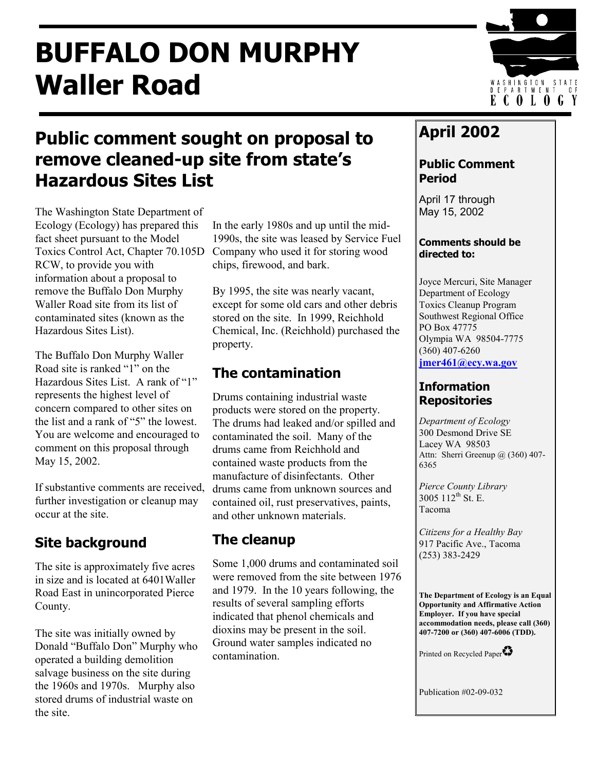# BUFFALO DON MURPHY Waller Road

## Public comment sought on proposal to remove cleaned-up site from state's Hazardous Sites List

The Washington State Department of Ecology (Ecology) has prepared this fact sheet pursuant to the Model Toxics Control Act, Chapter 70.105D RCW, to provide you with information about a proposal to remove the Buffalo Don Murphy Waller Road site from its list of contaminated sites (known as the Hazardous Sites List).

The Buffalo Don Murphy Waller Road site is ranked "1" on the Hazardous Sites List. A rank of "1" represents the highest level of concern compared to other sites on the list and a rank of "5" the lowest. You are welcome and encouraged to comment on this proposal through May 15, 2002.

If substantive comments are received, further investigation or cleanup may occur at the site.

### Site background

The site is approximately five acres in size and is located at 6401Waller Road East in unincorporated Pierce County.

The site was initially owned by Donald "Buffalo Don" Murphy who operated a building demolition salvage business on the site during the 1960s and 1970s. Murphy also stored drums of industrial waste on the site.

In the early 1980s and up until the mid-1990s, the site was leased by Service Fuel Company who used it for storing wood chips, firewood, and bark.

By 1995, the site was nearly vacant, except for some old cars and other debris stored on the site. In 1999, Reichhold Chemical, Inc. (Reichhold) purchased the property.

### The contamination

Drums containing industrial waste products were stored on the property. The drums had leaked and/or spilled and contaminated the soil. Many of the drums came from Reichhold and contained waste products from the manufacture of disinfectants. Other drums came from unknown sources and contained oil, rust preservatives, paints, and other unknown materials.

### The cleanup

Some 1,000 drums and contaminated soil were removed from the site between 1976 and 1979. In the 10 years following, the results of several sampling efforts indicated that phenol chemicals and dioxins may be present in the soil. Ground water samples indicated no contamination.

## April 2002

### Public Comment Period

April 17 through May 15, 2002

**Comments should be directed to:**

Joyce Mercuri, Site Manager
Department of Ecology
Toxics Cleanup Program
Southwest Regional Office
PO Box 47775
Olympia WA 98504-7775
(360) 407-6260
**jmer461@ecy.wa.gov**

### Information Repositories

*Department of Ecology*
300 Desmond Drive SE
Lacey WA 98503
Attn: Sherri Greenup @ (360) 407-6365

*Pierce County Library*
3005 112th St. E.
Tacoma

*Citizens for a Healthy Bay*
917 Pacific Ave., Tacoma
(253) 383-2429

**The Department of Ecology is an Equal Opportunity and Affirmative Action Employer. If you have special accommodation needs, please call (360) 407-7200 or (360) 407-6006 (TDD).**

Printed on Recycled Paper

Publication #02-09-032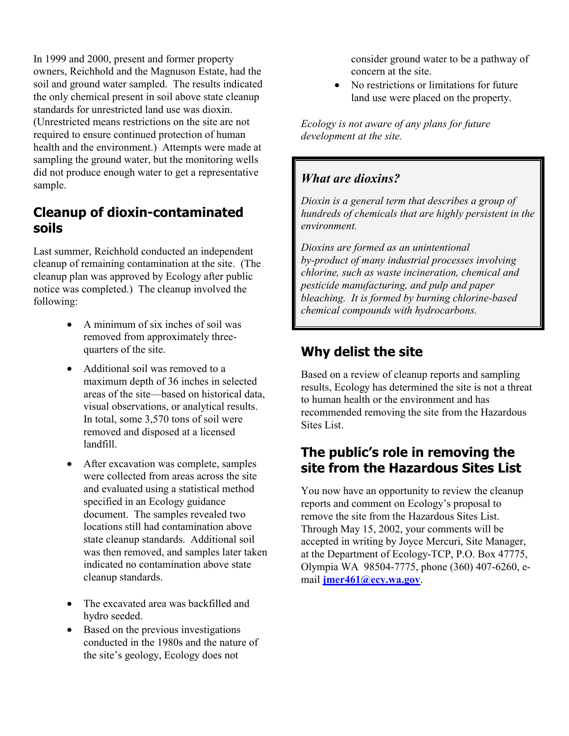In 1999 and 2000, present and former property owners, Reichhold and the Magnuson Estate, had the soil and ground water sampled. The results indicated the only chemical present in soil above state cleanup standards for unrestricted land use was dioxin. (Unrestricted means restrictions on the site are not required to ensure continued protection of human health and the environment.) Attempts were made at sampling the ground water, but the monitoring wells did not produce enough water to get a representative sample.

## Cleanup of dioxin-contaminated soils

Last summer, Reichhold conducted an independent cleanup of remaining contamination at the site. (The cleanup plan was approved by Ecology after public notice was completed.) The cleanup involved the following:

- A minimum of six inches of soil was removed from approximately three-quarters of the site.
- Additional soil was removed to a maximum depth of 36 inches in selected areas of the site—based on historical data, visual observations, or analytical results. In total, some 3,570 tons of soil were removed and disposed at a licensed landfill.
- After excavation was complete, samples were collected from areas across the site and evaluated using a statistical method specified in an Ecology guidance document. The samples revealed two locations still had contamination above state cleanup standards. Additional soil was then removed, and samples later taken indicated no contamination above state cleanup standards.
- The excavated area was backfilled and hydro seeded.
- Based on the previous investigations conducted in the 1980s and the nature of the site's geology, Ecology does not consider ground water to be a pathway of concern at the site.
- No restrictions or limitations for future land use were placed on the property.

*Ecology is not aware of any plans for future development at the site.*

### *What are dioxins?*

*Dioxin is a general term that describes a group of hundreds of chemicals that are highly persistent in the environment.*

*Dioxins are formed as an unintentional by-product of many industrial processes involving chlorine, such as waste incineration, chemical and pesticide manufacturing, and pulp and paper bleaching. It is formed by burning chlorine-based chemical compounds with hydrocarbons.*

## Why delist the site

Based on a review of cleanup reports and sampling results, Ecology has determined the site is not a threat to human health or the environment and has recommended removing the site from the Hazardous Sites List.

## The public's role in removing the site from the Hazardous Sites List

You now have an opportunity to review the cleanup reports and comment on Ecology's proposal to remove the site from the Hazardous Sites List. Through May 15, 2002, your comments will be accepted in writing by Joyce Mercuri, Site Manager, at the Department of Ecology-TCP, P.O. Box 47775, Olympia WA 98504-7775, phone (360) 407-6260, e-mail **jmer461@ecy.wa.gov**.